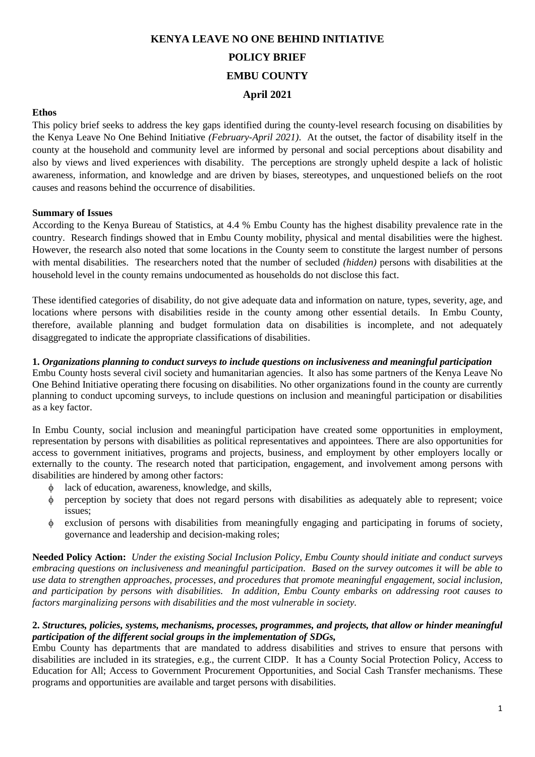# KENYA LEAVE NO ONE BEHIND INITIATIVE

# POLICY BRIEF

# EMBU COUNTY

# April 2021

**Ethos**

This policy brief seeks to address the key gaps identified during the county-level research focusing on disabilities by the Kenya Leave No One Behind Initiative *(February-April 2021)*. At the outset, the factor of disability itself in the county at the household and community level are informed by personal and social perceptions about disability and also by views and lived experiences with disability. The perceptions are strongly upheld despite a lack of holistic awareness, information, and knowledge and are driven by biases, stereotypes, and unquestioned beliefs on the root causes and reasons behind the occurrence of disabilities.

**Summary of Issues**

According to the Kenya Bureau of Statistics, at 4.4 % Embu County has the highest disability prevalence rate in the country. Research findings showed that in Embu County mobility, physical and mental disabilities were the highest. However, the research also noted that some locations in the County seem to constitute the largest number of persons with mental disabilities. The researchers noted that the number of secluded *(hidden)* persons with disabilities at the household level in the county remains undocumented as households do not disclose this fact.

These identified categories of disability, do not give adequate data and information on nature, types, severity, age, and locations where persons with disabilities reside in the county among other essential details. In Embu County, therefore, available planning and budget formulation data on disabilities is incomplete, and not adequately disaggregated to indicate the appropriate classifications of disabilities.

**1.** ***Organizations planning to conduct surveys to include questions on inclusiveness and meaningful participation***

Embu County hosts several civil society and humanitarian agencies. It also has some partners of the Kenya Leave No One Behind Initiative operating there focusing on disabilities. No other organizations found in the county are currently planning to conduct upcoming surveys, to include questions on inclusion and meaningful participation or disabilities as a key factor.

In Embu County, social inclusion and meaningful participation have created some opportunities in employment, representation by persons with disabilities as political representatives and appointees. There are also opportunities for access to government initiatives, programs and projects, business, and employment by other employers locally or externally to the county. The research noted that participation, engagement, and involvement among persons with disabilities are hindered by among other factors:

- lack of education, awareness, knowledge, and skills,
- perception by society that does not regard persons with disabilities as adequately able to represent; voice issues;
- exclusion of persons with disabilities from meaningfully engaging and participating in forums of society, governance and leadership and decision-making roles;

**Needed Policy Action:** *Under the existing Social Inclusion Policy, Embu County should initiate and conduct surveys embracing questions on inclusiveness and meaningful participation. Based on the survey outcomes it will be able to use data to strengthen approaches, processes, and procedures that promote meaningful engagement, social inclusion, and participation by persons with disabilities. In addition, Embu County embarks on addressing root causes to factors marginalizing persons with disabilities and the most vulnerable in society.*

**2.** ***Structures, policies, systems, mechanisms, processes, programmes, and projects, that allow or hinder meaningful participation of the different social groups in the implementation of SDGs,***

Embu County has departments that are mandated to address disabilities and strives to ensure that persons with disabilities are included in its strategies, e.g., the current CIDP. It has a County Social Protection Policy, Access to Education for All; Access to Government Procurement Opportunities, and Social Cash Transfer mechanisms. These programs and opportunities are available and target persons with disabilities.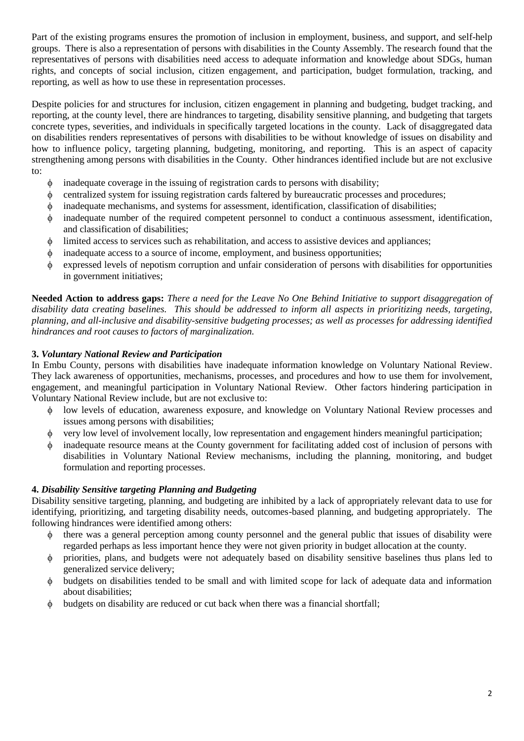Part of the existing programs ensures the promotion of inclusion in employment, business, and support, and self-help groups. There is also a representation of persons with disabilities in the County Assembly. The research found that the representatives of persons with disabilities need access to adequate information and knowledge about SDGs, human rights, and concepts of social inclusion, citizen engagement, and participation, budget formulation, tracking, and reporting, as well as how to use these in representation processes.

Despite policies for and structures for inclusion, citizen engagement in planning and budgeting, budget tracking, and reporting, at the county level, there are hindrances to targeting, disability sensitive planning, and budgeting that targets concrete types, severities, and individuals in specifically targeted locations in the county. Lack of disaggregated data on disabilities renders representatives of persons with disabilities to be without knowledge of issues on disability and how to influence policy, targeting planning, budgeting, monitoring, and reporting. This is an aspect of capacity strengthening among persons with disabilities in the County. Other hindrances identified include but are not exclusive to:

- inadequate coverage in the issuing of registration cards to persons with disability;
- centralized system for issuing registration cards faltered by bureaucratic processes and procedures;
- inadequate mechanisms, and systems for assessment, identification, classification of disabilities;
- inadequate number of the required competent personnel to conduct a continuous assessment, identification, and classification of disabilities;
- limited access to services such as rehabilitation, and access to assistive devices and appliances;
- inadequate access to a source of income, employment, and business opportunities;
- expressed levels of nepotism corruption and unfair consideration of persons with disabilities for opportunities in government initiatives;

**Needed Action to address gaps:** *There a need for the Leave No One Behind Initiative to support disaggregation of disability data creating baselines. This should be addressed to inform all aspects in prioritizing needs, targeting, planning, and all-inclusive and disability-sensitive budgeting processes; as well as processes for addressing identified hindrances and root causes to factors of marginalization.*

### 3. *Voluntary National Review and Participation*

In Embu County, persons with disabilities have inadequate information knowledge on Voluntary National Review. They lack awareness of opportunities, mechanisms, processes, and procedures and how to use them for involvement, engagement, and meaningful participation in Voluntary National Review. Other factors hindering participation in Voluntary National Review include, but are not exclusive to:

- low levels of education, awareness exposure, and knowledge on Voluntary National Review processes and issues among persons with disabilities;
- very low level of involvement locally, low representation and engagement hinders meaningful participation;
- inadequate resource means at the County government for facilitating added cost of inclusion of persons with disabilities in Voluntary National Review mechanisms, including the planning, monitoring, and budget formulation and reporting processes.

### 4. *Disability Sensitive targeting Planning and Budgeting*

Disability sensitive targeting, planning, and budgeting are inhibited by a lack of appropriately relevant data to use for identifying, prioritizing, and targeting disability needs, outcomes-based planning, and budgeting appropriately. The following hindrances were identified among others:

- there was a general perception among county personnel and the general public that issues of disability were regarded perhaps as less important hence they were not given priority in budget allocation at the county.
- priorities, plans, and budgets were not adequately based on disability sensitive baselines thus plans led to generalized service delivery;
- budgets on disabilities tended to be small and with limited scope for lack of adequate data and information about disabilities;
- budgets on disability are reduced or cut back when there was a financial shortfall;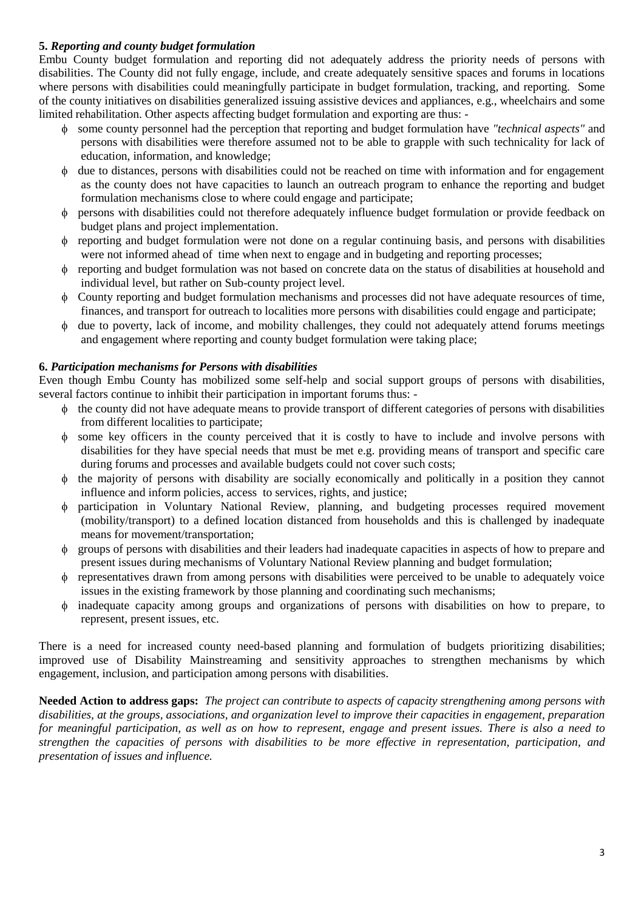**5. *Reporting and county budget formulation***

Embu County budget formulation and reporting did not adequately address the priority needs of persons with disabilities. The County did not fully engage, include, and create adequately sensitive spaces and forums in locations where persons with disabilities could meaningfully participate in budget formulation, tracking, and reporting. Some of the county initiatives on disabilities generalized issuing assistive devices and appliances, e.g., wheelchairs and some limited rehabilitation. Other aspects affecting budget formulation and exporting are thus: -

- some county personnel had the perception that reporting and budget formulation have *"technical aspects"* and persons with disabilities were therefore assumed not to be able to grapple with such technicality for lack of education, information, and knowledge;
- due to distances, persons with disabilities could not be reached on time with information and for engagement as the county does not have capacities to launch an outreach program to enhance the reporting and budget formulation mechanisms close to where could engage and participate;
- persons with disabilities could not therefore adequately influence budget formulation or provide feedback on budget plans and project implementation.
- reporting and budget formulation were not done on a regular continuing basis, and persons with disabilities were not informed ahead of time when next to engage and in budgeting and reporting processes;
- reporting and budget formulation was not based on concrete data on the status of disabilities at household and individual level, but rather on Sub-county project level.
- County reporting and budget formulation mechanisms and processes did not have adequate resources of time, finances, and transport for outreach to localities more persons with disabilities could engage and participate;
- due to poverty, lack of income, and mobility challenges, they could not adequately attend forums meetings and engagement where reporting and county budget formulation were taking place;

**6. *Participation mechanisms for Persons with disabilities***

Even though Embu County has mobilized some self-help and social support groups of persons with disabilities, several factors continue to inhibit their participation in important forums thus: -

- the county did not have adequate means to provide transport of different categories of persons with disabilities from different localities to participate;
- some key officers in the county perceived that it is costly to have to include and involve persons with disabilities for they have special needs that must be met e.g. providing means of transport and specific care during forums and processes and available budgets could not cover such costs;
- the majority of persons with disability are socially economically and politically in a position they cannot influence and inform policies, access to services, rights, and justice;
- participation in Voluntary National Review, planning, and budgeting processes required movement (mobility/transport) to a defined location distanced from households and this is challenged by inadequate means for movement/transportation;
- groups of persons with disabilities and their leaders had inadequate capacities in aspects of how to prepare and present issues during mechanisms of Voluntary National Review planning and budget formulation;
- representatives drawn from among persons with disabilities were perceived to be unable to adequately voice issues in the existing framework by those planning and coordinating such mechanisms;
- inadequate capacity among groups and organizations of persons with disabilities on how to prepare, to represent, present issues, etc.

There is a need for increased county need-based planning and formulation of budgets prioritizing disabilities; improved use of Disability Mainstreaming and sensitivity approaches to strengthen mechanisms by which engagement, inclusion, and participation among persons with disabilities.

**Needed Action to address gaps:** *The project can contribute to aspects of capacity strengthening among persons with disabilities, at the groups, associations, and organization level to improve their capacities in engagement, preparation for meaningful participation, as well as on how to represent, engage and present issues. There is also a need to strengthen the capacities of persons with disabilities to be more effective in representation, participation, and presentation of issues and influence.*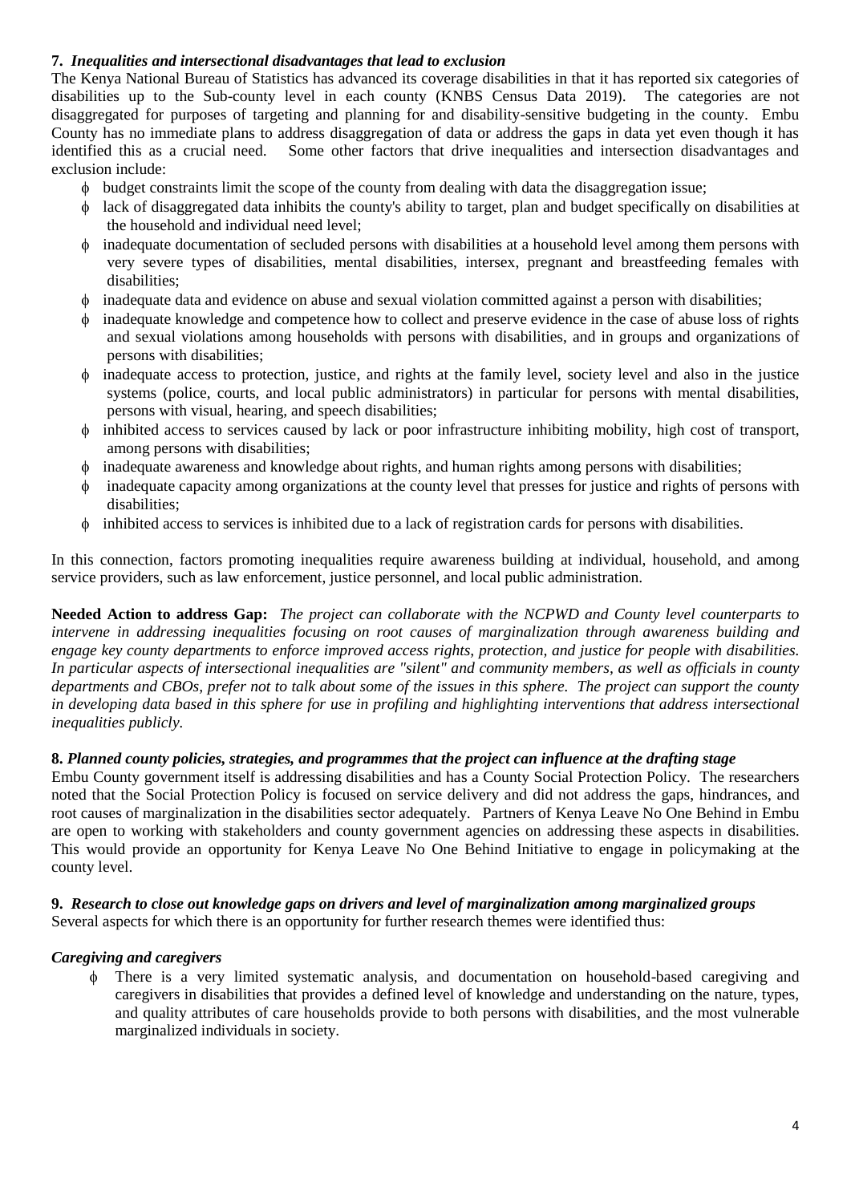**7. *Inequalities and intersectional disadvantages that lead to exclusion***

The Kenya National Bureau of Statistics has advanced its coverage disabilities in that it has reported six categories of disabilities up to the Sub-county level in each county (KNBS Census Data 2019). The categories are not disaggregated for purposes of targeting and planning for and disability-sensitive budgeting in the county. Embu County has no immediate plans to address disaggregation of data or address the gaps in data yet even though it has identified this as a crucial need. Some other factors that drive inequalities and intersection disadvantages and exclusion include:

- budget constraints limit the scope of the county from dealing with data the disaggregation issue;
- lack of disaggregated data inhibits the county's ability to target, plan and budget specifically on disabilities at the household and individual need level;
- inadequate documentation of secluded persons with disabilities at a household level among them persons with very severe types of disabilities, mental disabilities, intersex, pregnant and breastfeeding females with disabilities;
- inadequate data and evidence on abuse and sexual violation committed against a person with disabilities;
- inadequate knowledge and competence how to collect and preserve evidence in the case of abuse loss of rights and sexual violations among households with persons with disabilities, and in groups and organizations of persons with disabilities;
- inadequate access to protection, justice, and rights at the family level, society level and also in the justice systems (police, courts, and local public administrators) in particular for persons with mental disabilities, persons with visual, hearing, and speech disabilities;
- inhibited access to services caused by lack or poor infrastructure inhibiting mobility, high cost of transport, among persons with disabilities;
- inadequate awareness and knowledge about rights, and human rights among persons with disabilities;
- inadequate capacity among organizations at the county level that presses for justice and rights of persons with disabilities;
- inhibited access to services is inhibited due to a lack of registration cards for persons with disabilities.

In this connection, factors promoting inequalities require awareness building at individual, household, and among service providers, such as law enforcement, justice personnel, and local public administration.

**Needed Action to address Gap:** *The project can collaborate with the NCPWD and County level counterparts to intervene in addressing inequalities focusing on root causes of marginalization through awareness building and engage key county departments to enforce improved access rights, protection, and justice for people with disabilities. In particular aspects of intersectional inequalities are "silent" and community members, as well as officials in county departments and CBOs, prefer not to talk about some of the issues in this sphere. The project can support the county in developing data based in this sphere for use in profiling and highlighting interventions that address intersectional inequalities publicly.*

**8. *Planned county policies, strategies, and programmes that the project can influence at the drafting stage***

Embu County government itself is addressing disabilities and has a County Social Protection Policy. The researchers noted that the Social Protection Policy is focused on service delivery and did not address the gaps, hindrances, and root causes of marginalization in the disabilities sector adequately. Partners of Kenya Leave No One Behind in Embu are open to working with stakeholders and county government agencies on addressing these aspects in disabilities. This would provide an opportunity for Kenya Leave No One Behind Initiative to engage in policymaking at the county level.

**9. *Research to close out knowledge gaps on drivers and level of marginalization among marginalized groups***

Several aspects for which there is an opportunity for further research themes were identified thus:

***Caregiving and caregivers***

- There is a very limited systematic analysis, and documentation on household-based caregiving and caregivers in disabilities that provides a defined level of knowledge and understanding on the nature, types, and quality attributes of care households provide to both persons with disabilities, and the most vulnerable marginalized individuals in society.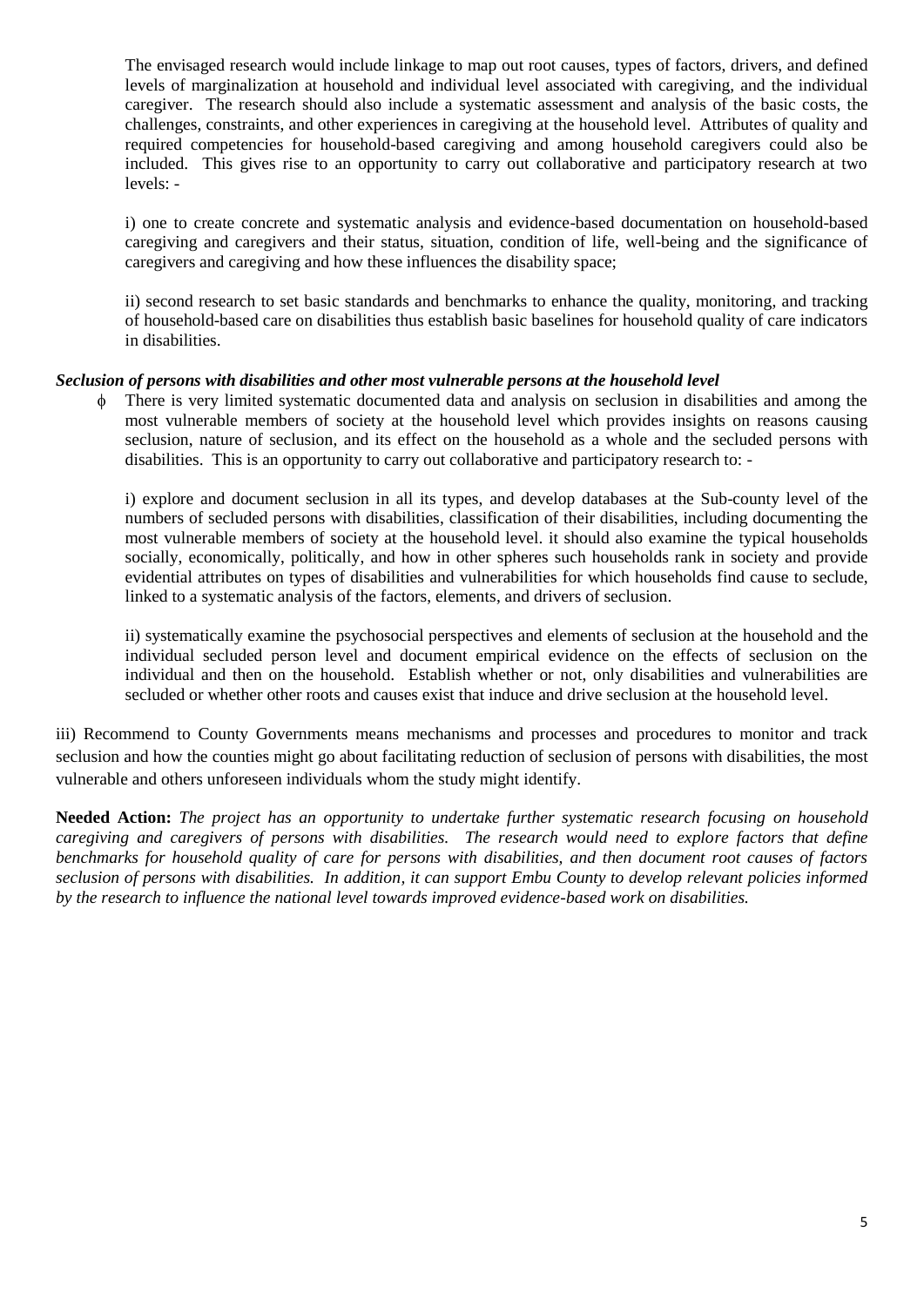The envisaged research would include linkage to map out root causes, types of factors, drivers, and defined levels of marginalization at household and individual level associated with caregiving, and the individual caregiver. The research should also include a systematic assessment and analysis of the basic costs, the challenges, constraints, and other experiences in caregiving at the household level. Attributes of quality and required competencies for household-based caregiving and among household caregivers could also be included. This gives rise to an opportunity to carry out collaborative and participatory research at two levels: -

i) one to create concrete and systematic analysis and evidence-based documentation on household-based caregiving and caregivers and their status, situation, condition of life, well-being and the significance of caregivers and caregiving and how these influences the disability space;

ii) second research to set basic standards and benchmarks to enhance the quality, monitoring, and tracking of household-based care on disabilities thus establish basic baselines for household quality of care indicators in disabilities.

***Seclusion of persons with disabilities and other most vulnerable persons at the household level***

- There is very limited systematic documented data and analysis on seclusion in disabilities and among the most vulnerable members of society at the household level which provides insights on reasons causing seclusion, nature of seclusion, and its effect on the household as a whole and the secluded persons with disabilities. This is an opportunity to carry out collaborative and participatory research to: -

  i) explore and document seclusion in all its types, and develop databases at the Sub-county level of the numbers of secluded persons with disabilities, classification of their disabilities, including documenting the most vulnerable members of society at the household level. it should also examine the typical households socially, economically, politically, and how in other spheres such households rank in society and provide evidential attributes on types of disabilities and vulnerabilities for which households find cause to seclude, linked to a systematic analysis of the factors, elements, and drivers of seclusion.

  ii) systematically examine the psychosocial perspectives and elements of seclusion at the household and the individual secluded person level and document empirical evidence on the effects of seclusion on the individual and then on the household. Establish whether or not, only disabilities and vulnerabilities are secluded or whether other roots and causes exist that induce and drive seclusion at the household level.

iii) Recommend to County Governments means mechanisms and processes and procedures to monitor and track seclusion and how the counties might go about facilitating reduction of seclusion of persons with disabilities, the most vulnerable and others unforeseen individuals whom the study might identify.

**Needed Action:** *The project has an opportunity to undertake further systematic research focusing on household caregiving and caregivers of persons with disabilities. The research would need to explore factors that define benchmarks for household quality of care for persons with disabilities, and then document root causes of factors seclusion of persons with disabilities. In addition, it can support Embu County to develop relevant policies informed by the research to influence the national level towards improved evidence-based work on disabilities.*